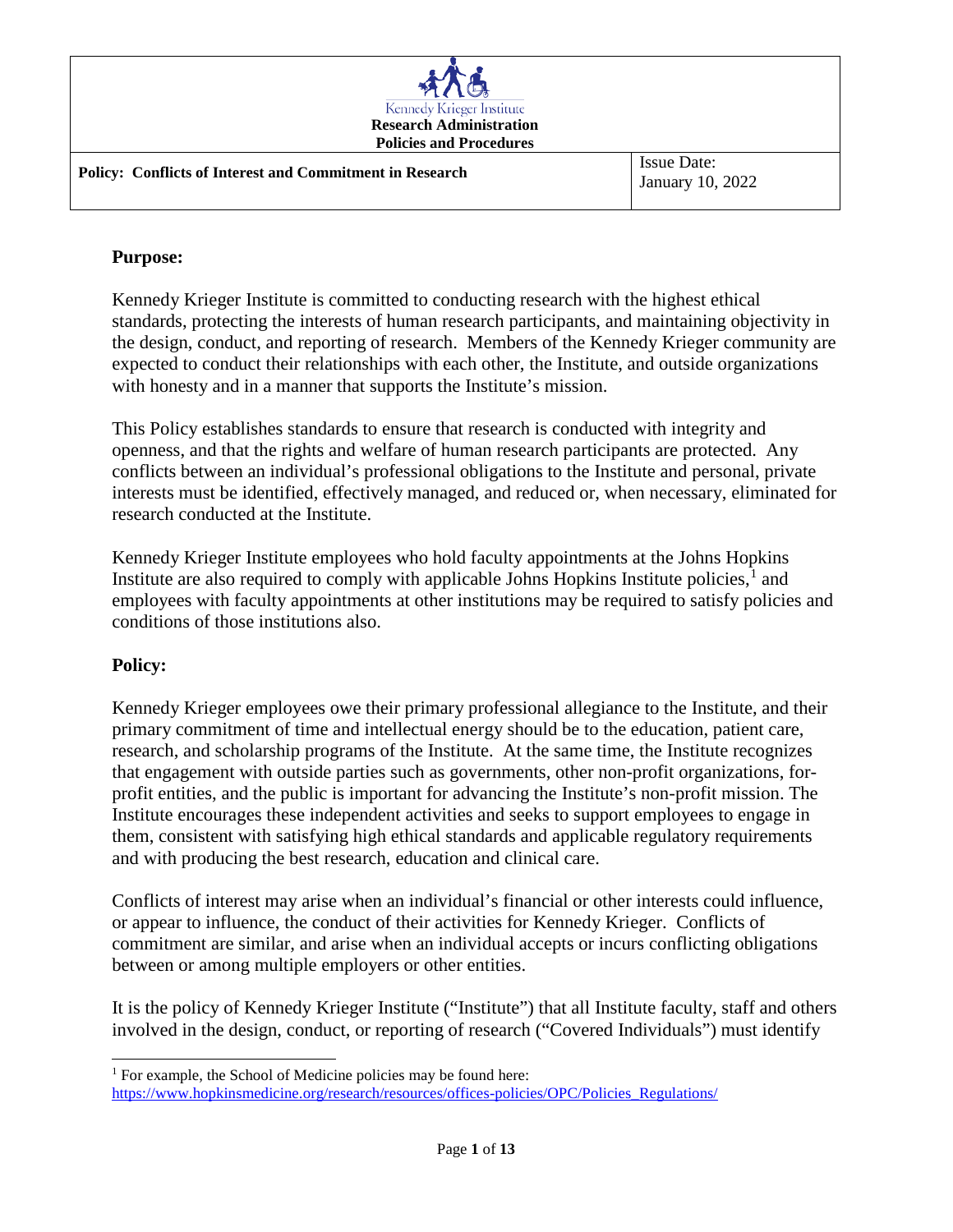Kennedy Krieger Institute
**Research Administration**
**Policies and Procedures**

| **Policy: Conflicts of Interest and Commitment in Research** | Issue Date: January 10, 2022 |
| --- | --- |

## Purpose:

Kennedy Krieger Institute is committed to conducting research with the highest ethical standards, protecting the interests of human research participants, and maintaining objectivity in the design, conduct, and reporting of research. Members of the Kennedy Krieger community are expected to conduct their relationships with each other, the Institute, and outside organizations with honesty and in a manner that supports the Institute's mission.

This Policy establishes standards to ensure that research is conducted with integrity and openness, and that the rights and welfare of human research participants are protected. Any conflicts between an individual's professional obligations to the Institute and personal, private interests must be identified, effectively managed, and reduced or, when necessary, eliminated for research conducted at the Institute.

Kennedy Krieger Institute employees who hold faculty appointments at the Johns Hopkins Institute are also required to comply with applicable Johns Hopkins Institute policies,[1] and employees with faculty appointments at other institutions may be required to satisfy policies and conditions of those institutions also.

## Policy:

Kennedy Krieger employees owe their primary professional allegiance to the Institute, and their primary commitment of time and intellectual energy should be to the education, patient care, research, and scholarship programs of the Institute. At the same time, the Institute recognizes that engagement with outside parties such as governments, other non-profit organizations, for-profit entities, and the public is important for advancing the Institute's non-profit mission. The Institute encourages these independent activities and seeks to support employees to engage in them, consistent with satisfying high ethical standards and applicable regulatory requirements and with producing the best research, education and clinical care.

Conflicts of interest may arise when an individual's financial or other interests could influence, or appear to influence, the conduct of their activities for Kennedy Krieger. Conflicts of commitment are similar, and arise when an individual accepts or incurs conflicting obligations between or among multiple employers or other entities.

It is the policy of Kennedy Krieger Institute ("Institute") that all Institute faculty, staff and others involved in the design, conduct, or reporting of research ("Covered Individuals") must identify

---

[1] For example, the School of Medicine policies may be found here: https://www.hopkinsmedicine.org/research/resources/offices-policies/OPC/Policies_Regulations/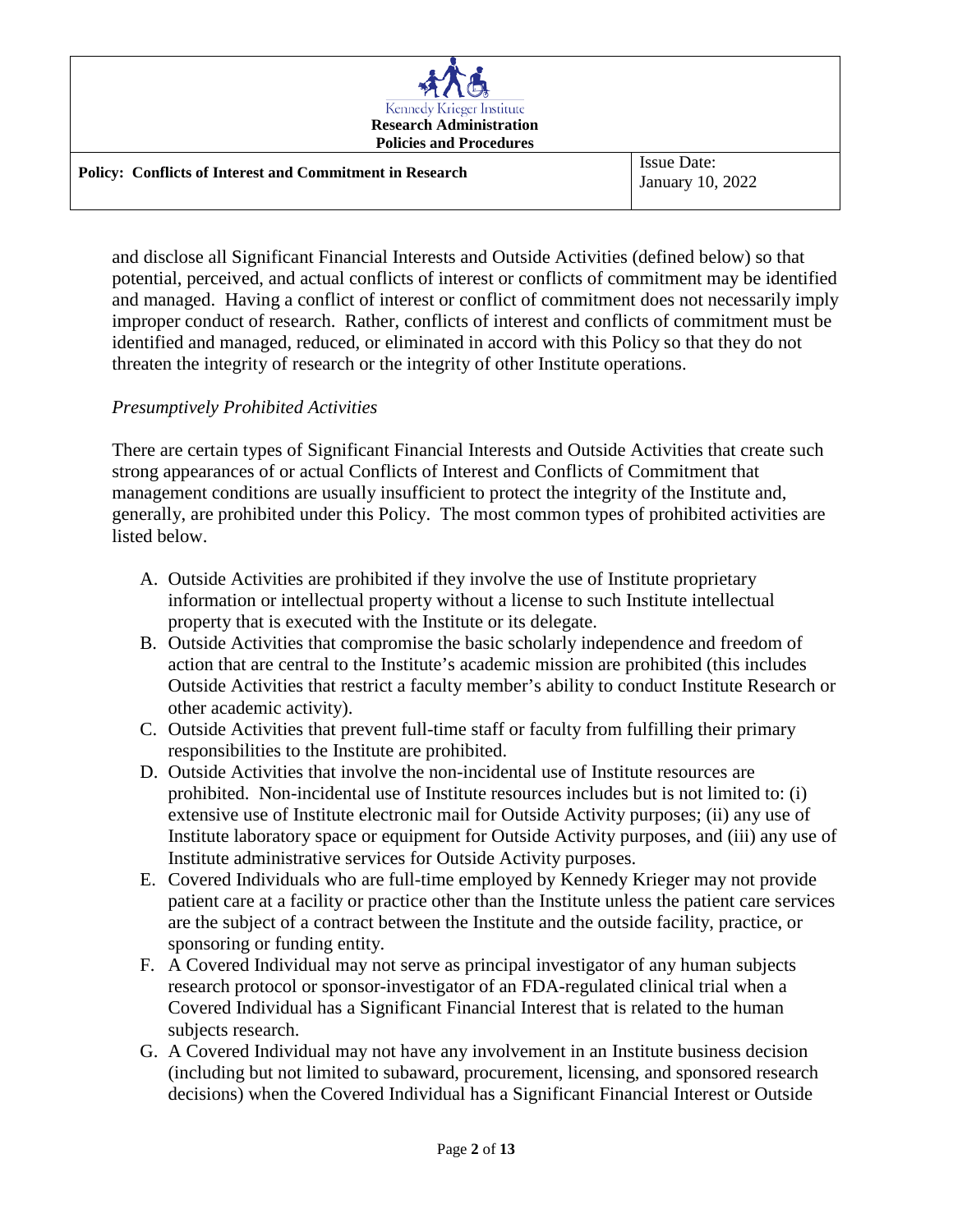and disclose all Significant Financial Interests and Outside Activities (defined below) so that potential, perceived, and actual conflicts of interest or conflicts of commitment may be identified and managed. Having a conflict of interest or conflict of commitment does not necessarily imply improper conduct of research. Rather, conflicts of interest and conflicts of commitment must be identified and managed, reduced, or eliminated in accord with this Policy so that they do not threaten the integrity of research or the integrity of other Institute operations.

*Presumptively Prohibited Activities*

There are certain types of Significant Financial Interests and Outside Activities that create such strong appearances of or actual Conflicts of Interest and Conflicts of Commitment that management conditions are usually insufficient to protect the integrity of the Institute and, generally, are prohibited under this Policy. The most common types of prohibited activities are listed below.

A. Outside Activities are prohibited if they involve the use of Institute proprietary information or intellectual property without a license to such Institute intellectual property that is executed with the Institute or its delegate.
B. Outside Activities that compromise the basic scholarly independence and freedom of action that are central to the Institute's academic mission are prohibited (this includes Outside Activities that restrict a faculty member's ability to conduct Institute Research or other academic activity).
C. Outside Activities that prevent full-time staff or faculty from fulfilling their primary responsibilities to the Institute are prohibited.
D. Outside Activities that involve the non-incidental use of Institute resources are prohibited. Non-incidental use of Institute resources includes but is not limited to: (i) extensive use of Institute electronic mail for Outside Activity purposes; (ii) any use of Institute laboratory space or equipment for Outside Activity purposes, and (iii) any use of Institute administrative services for Outside Activity purposes.
E. Covered Individuals who are full-time employed by Kennedy Krieger may not provide patient care at a facility or practice other than the Institute unless the patient care services are the subject of a contract between the Institute and the outside facility, practice, or sponsoring or funding entity.
F. A Covered Individual may not serve as principal investigator of any human subjects research protocol or sponsor-investigator of an FDA-regulated clinical trial when a Covered Individual has a Significant Financial Interest that is related to the human subjects research.
G. A Covered Individual may not have any involvement in an Institute business decision (including but not limited to subaward, procurement, licensing, and sponsored research decisions) when the Covered Individual has a Significant Financial Interest or Outside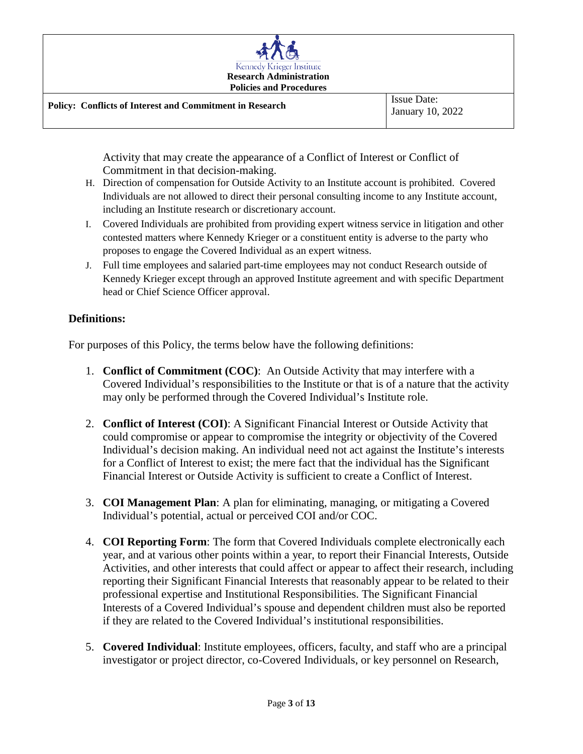Activity that may create the appearance of a Conflict of Interest or Conflict of Commitment in that decision-making.

H. Direction of compensation for Outside Activity to an Institute account is prohibited. Covered Individuals are not allowed to direct their personal consulting income to any Institute account, including an Institute research or discretionary account.

I. Covered Individuals are prohibited from providing expert witness service in litigation and other contested matters where Kennedy Krieger or a constituent entity is adverse to the party who proposes to engage the Covered Individual as an expert witness.

J. Full time employees and salaried part-time employees may not conduct Research outside of Kennedy Krieger except through an approved Institute agreement and with specific Department head or Chief Science Officer approval.

## Definitions:

For purposes of this Policy, the terms below have the following definitions:

1. **Conflict of Commitment (COC)**: An Outside Activity that may interfere with a Covered Individual's responsibilities to the Institute or that is of a nature that the activity may only be performed through the Covered Individual's Institute role.

2. **Conflict of Interest (COI)**: A Significant Financial Interest or Outside Activity that could compromise or appear to compromise the integrity or objectivity of the Covered Individual's decision making. An individual need not act against the Institute's interests for a Conflict of Interest to exist; the mere fact that the individual has the Significant Financial Interest or Outside Activity is sufficient to create a Conflict of Interest.

3. **COI Management Plan**: A plan for eliminating, managing, or mitigating a Covered Individual's potential, actual or perceived COI and/or COC.

4. **COI Reporting Form**: The form that Covered Individuals complete electronically each year, and at various other points within a year, to report their Financial Interests, Outside Activities, and other interests that could affect or appear to affect their research, including reporting their Significant Financial Interests that reasonably appear to be related to their professional expertise and Institutional Responsibilities. The Significant Financial Interests of a Covered Individual's spouse and dependent children must also be reported if they are related to the Covered Individual's institutional responsibilities.

5. **Covered Individual**: Institute employees, officers, faculty, and staff who are a principal investigator or project director, co-Covered Individuals, or key personnel on Research,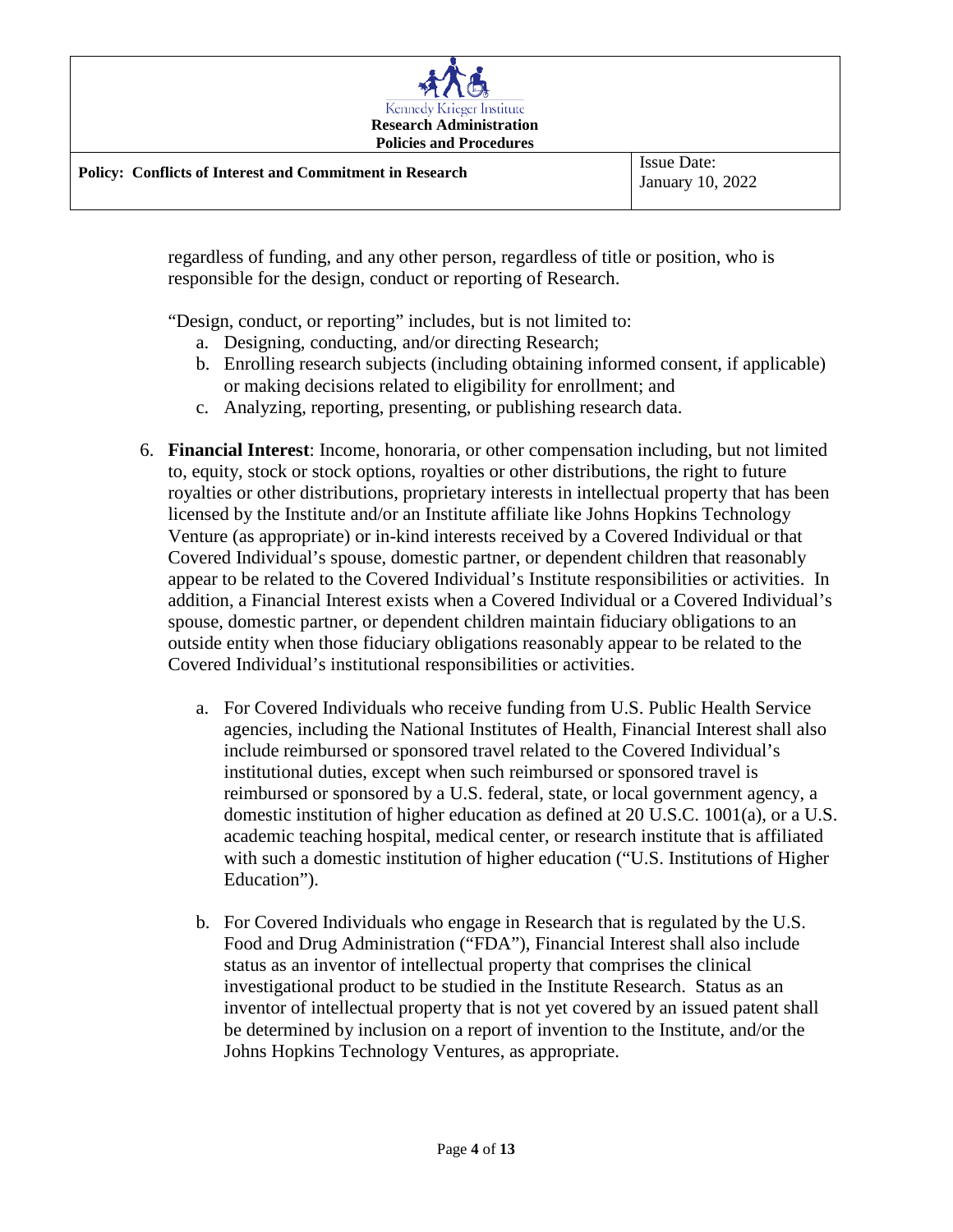regardless of funding, and any other person, regardless of title or position, who is responsible for the design, conduct or reporting of Research.

"Design, conduct, or reporting" includes, but is not limited to:

a. Designing, conducting, and/or directing Research;
b. Enrolling research subjects (including obtaining informed consent, if applicable) or making decisions related to eligibility for enrollment; and
c. Analyzing, reporting, presenting, or publishing research data.

6. **Financial Interest**: Income, honoraria, or other compensation including, but not limited to, equity, stock or stock options, royalties or other distributions, the right to future royalties or other distributions, proprietary interests in intellectual property that has been licensed by the Institute and/or an Institute affiliate like Johns Hopkins Technology Venture (as appropriate) or in-kind interests received by a Covered Individual or that Covered Individual's spouse, domestic partner, or dependent children that reasonably appear to be related to the Covered Individual's Institute responsibilities or activities. In addition, a Financial Interest exists when a Covered Individual or a Covered Individual's spouse, domestic partner, or dependent children maintain fiduciary obligations to an outside entity when those fiduciary obligations reasonably appear to be related to the Covered Individual's institutional responsibilities or activities.

   a. For Covered Individuals who receive funding from U.S. Public Health Service agencies, including the National Institutes of Health, Financial Interest shall also include reimbursed or sponsored travel related to the Covered Individual's institutional duties, except when such reimbursed or sponsored travel is reimbursed or sponsored by a U.S. federal, state, or local government agency, a domestic institution of higher education as defined at 20 U.S.C. 1001(a), or a U.S. academic teaching hospital, medical center, or research institute that is affiliated with such a domestic institution of higher education ("U.S. Institutions of Higher Education").

   b. For Covered Individuals who engage in Research that is regulated by the U.S. Food and Drug Administration ("FDA"), Financial Interest shall also include status as an inventor of intellectual property that comprises the clinical investigational product to be studied in the Institute Research. Status as an inventor of intellectual property that is not yet covered by an issued patent shall be determined by inclusion on a report of invention to the Institute, and/or the Johns Hopkins Technology Ventures, as appropriate.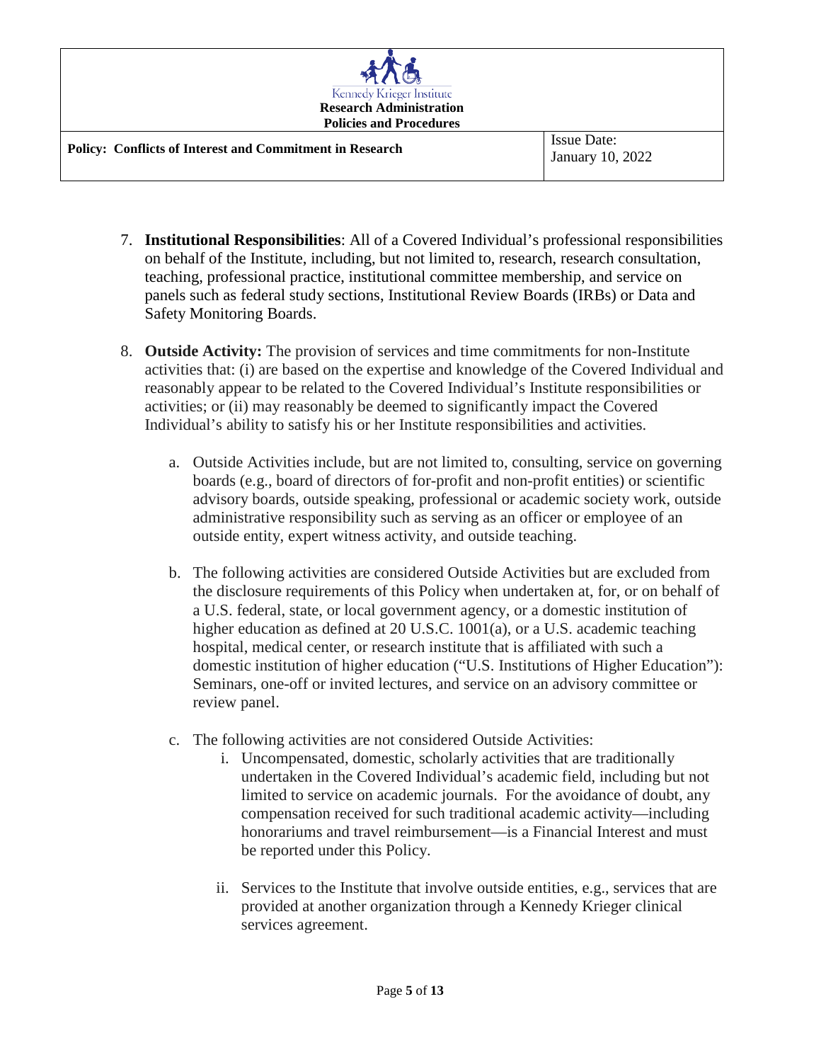7. **Institutional Responsibilities**: All of a Covered Individual's professional responsibilities on behalf of the Institute, including, but not limited to, research, research consultation, teaching, professional practice, institutional committee membership, and service on panels such as federal study sections, Institutional Review Boards (IRBs) or Data and Safety Monitoring Boards.

8. **Outside Activity:** The provision of services and time commitments for non-Institute activities that: (i) are based on the expertise and knowledge of the Covered Individual and reasonably appear to be related to the Covered Individual's Institute responsibilities or activities; or (ii) may reasonably be deemed to significantly impact the Covered Individual's ability to satisfy his or her Institute responsibilities and activities.

    a. Outside Activities include, but are not limited to, consulting, service on governing boards (e.g., board of directors of for-profit and non-profit entities) or scientific advisory boards, outside speaking, professional or academic society work, outside administrative responsibility such as serving as an officer or employee of an outside entity, expert witness activity, and outside teaching.

    b. The following activities are considered Outside Activities but are excluded from the disclosure requirements of this Policy when undertaken at, for, or on behalf of a U.S. federal, state, or local government agency, or a domestic institution of higher education as defined at 20 U.S.C. 1001(a), or a U.S. academic teaching hospital, medical center, or research institute that is affiliated with such a domestic institution of higher education ("U.S. Institutions of Higher Education"): Seminars, one-off or invited lectures, and service on an advisory committee or review panel.

    c. The following activities are not considered Outside Activities:

        i. Uncompensated, domestic, scholarly activities that are traditionally undertaken in the Covered Individual's academic field, including but not limited to service on academic journals. For the avoidance of doubt, any compensation received for such traditional academic activity—including honorariums and travel reimbursement—is a Financial Interest and must be reported under this Policy.

        ii. Services to the Institute that involve outside entities, e.g., services that are provided at another organization through a Kennedy Krieger clinical services agreement.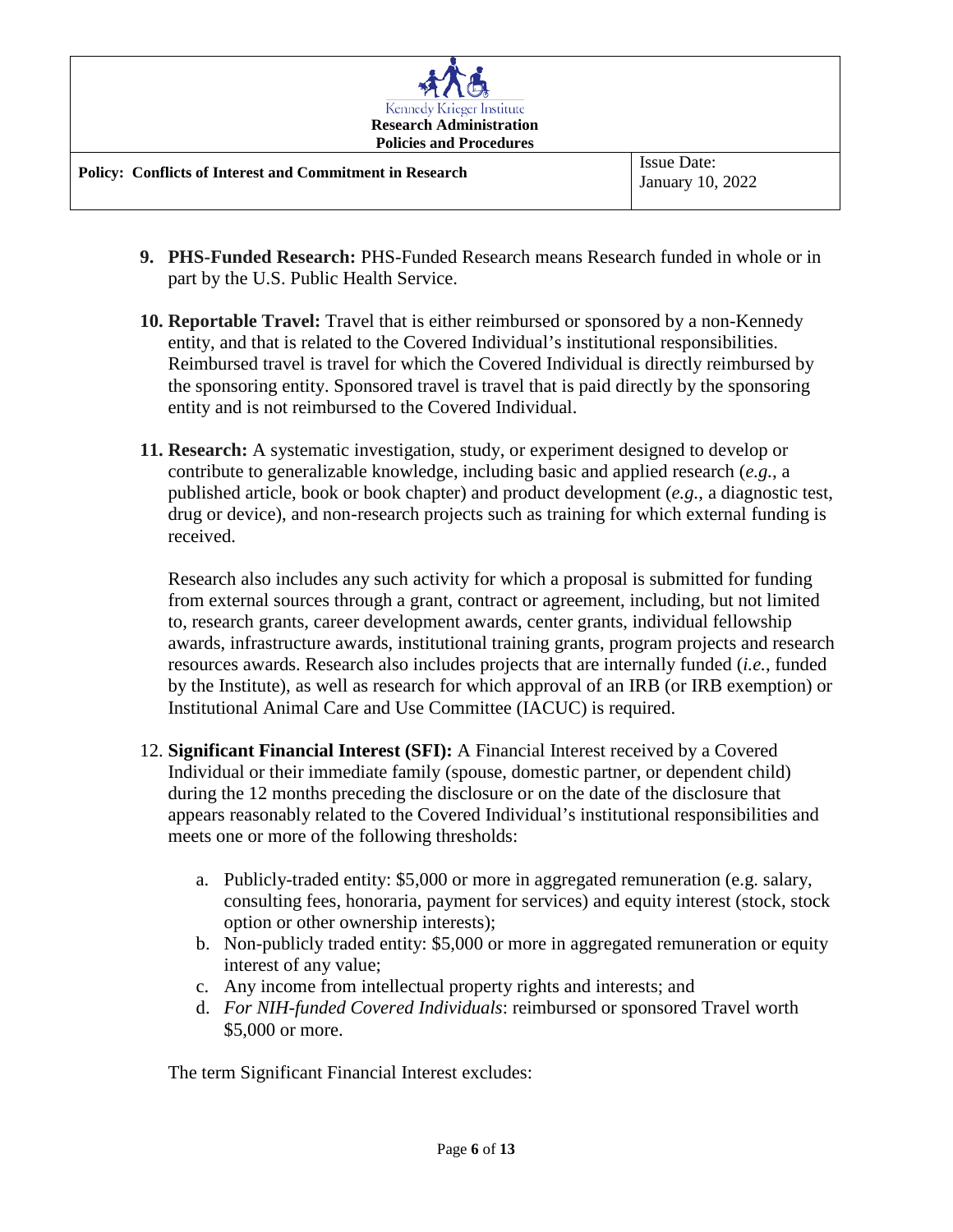9. **PHS-Funded Research:** PHS-Funded Research means Research funded in whole or in part by the U.S. Public Health Service.

10. **Reportable Travel:** Travel that is either reimbursed or sponsored by a non-Kennedy entity, and that is related to the Covered Individual's institutional responsibilities. Reimbursed travel is travel for which the Covered Individual is directly reimbursed by the sponsoring entity. Sponsored travel is travel that is paid directly by the sponsoring entity and is not reimbursed to the Covered Individual.

11. **Research:** A systematic investigation, study, or experiment designed to develop or contribute to generalizable knowledge, including basic and applied research (*e.g.*, a published article, book or book chapter) and product development (*e.g.*, a diagnostic test, drug or device), and non-research projects such as training for which external funding is received.

    Research also includes any such activity for which a proposal is submitted for funding from external sources through a grant, contract or agreement, including, but not limited to, research grants, career development awards, center grants, individual fellowship awards, infrastructure awards, institutional training grants, program projects and research resources awards. Research also includes projects that are internally funded (*i.e.*, funded by the Institute), as well as research for which approval of an IRB (or IRB exemption) or Institutional Animal Care and Use Committee (IACUC) is required.

12. **Significant Financial Interest (SFI):** A Financial Interest received by a Covered Individual or their immediate family (spouse, domestic partner, or dependent child) during the 12 months preceding the disclosure or on the date of the disclosure that appears reasonably related to the Covered Individual's institutional responsibilities and meets one or more of the following thresholds:

    a. Publicly-traded entity: $5,000 or more in aggregated remuneration (e.g. salary, consulting fees, honoraria, payment for services) and equity interest (stock, stock option or other ownership interests);
    b. Non-publicly traded entity: $5,000 or more in aggregated remuneration or equity interest of any value;
    c. Any income from intellectual property rights and interests; and
    d. *For NIH-funded Covered Individuals*: reimbursed or sponsored Travel worth $5,000 or more.

    The term Significant Financial Interest excludes: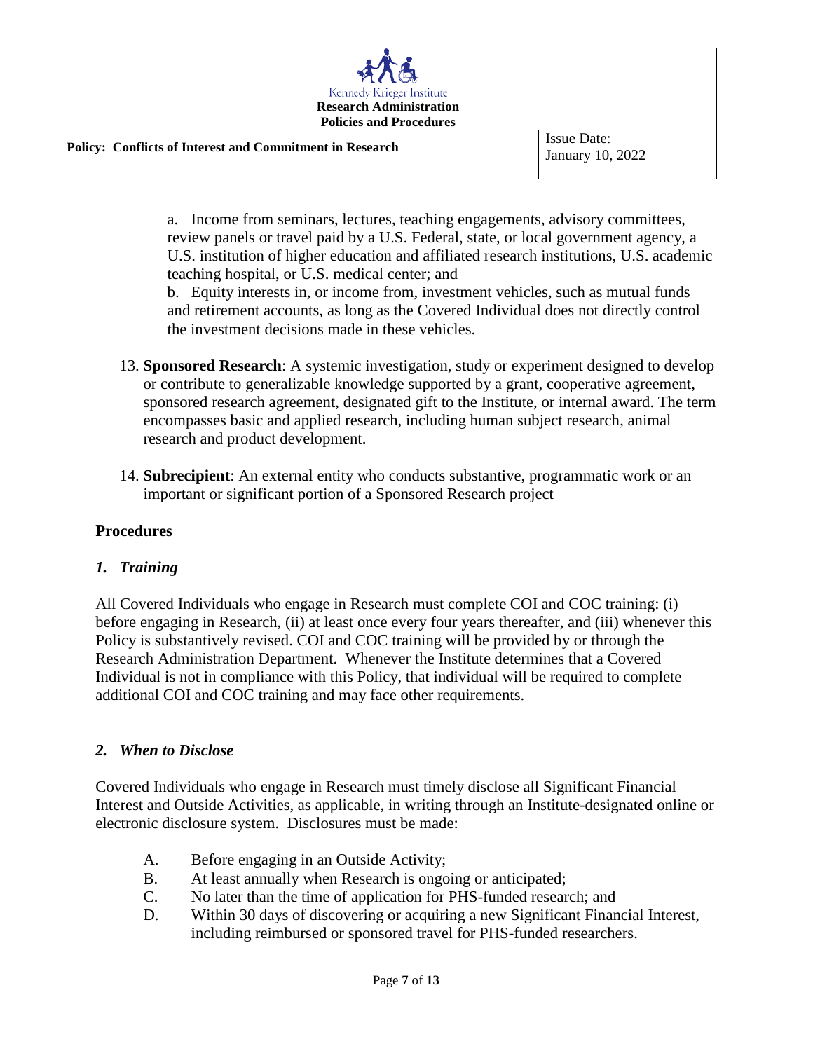a. Income from seminars, lectures, teaching engagements, advisory committees, review panels or travel paid by a U.S. Federal, state, or local government agency, a U.S. institution of higher education and affiliated research institutions, U.S. academic teaching hospital, or U.S. medical center; and

b. Equity interests in, or income from, investment vehicles, such as mutual funds and retirement accounts, as long as the Covered Individual does not directly control the investment decisions made in these vehicles.

13. **Sponsored Research**: A systemic investigation, study or experiment designed to develop or contribute to generalizable knowledge supported by a grant, cooperative agreement, sponsored research agreement, designated gift to the Institute, or internal award. The term encompasses basic and applied research, including human subject research, animal research and product development.

14. **Subrecipient**: An external entity who conducts substantive, programmatic work or an important or significant portion of a Sponsored Research project

## Procedures

### *1. Training*

All Covered Individuals who engage in Research must complete COI and COC training: (i) before engaging in Research, (ii) at least once every four years thereafter, and (iii) whenever this Policy is substantively revised. COI and COC training will be provided by or through the Research Administration Department. Whenever the Institute determines that a Covered Individual is not in compliance with this Policy, that individual will be required to complete additional COI and COC training and may face other requirements.

### *2. When to Disclose*

Covered Individuals who engage in Research must timely disclose all Significant Financial Interest and Outside Activities, as applicable, in writing through an Institute-designated online or electronic disclosure system. Disclosures must be made:

A. Before engaging in an Outside Activity;
B. At least annually when Research is ongoing or anticipated;
C. No later than the time of application for PHS-funded research; and
D. Within 30 days of discovering or acquiring a new Significant Financial Interest, including reimbursed or sponsored travel for PHS-funded researchers.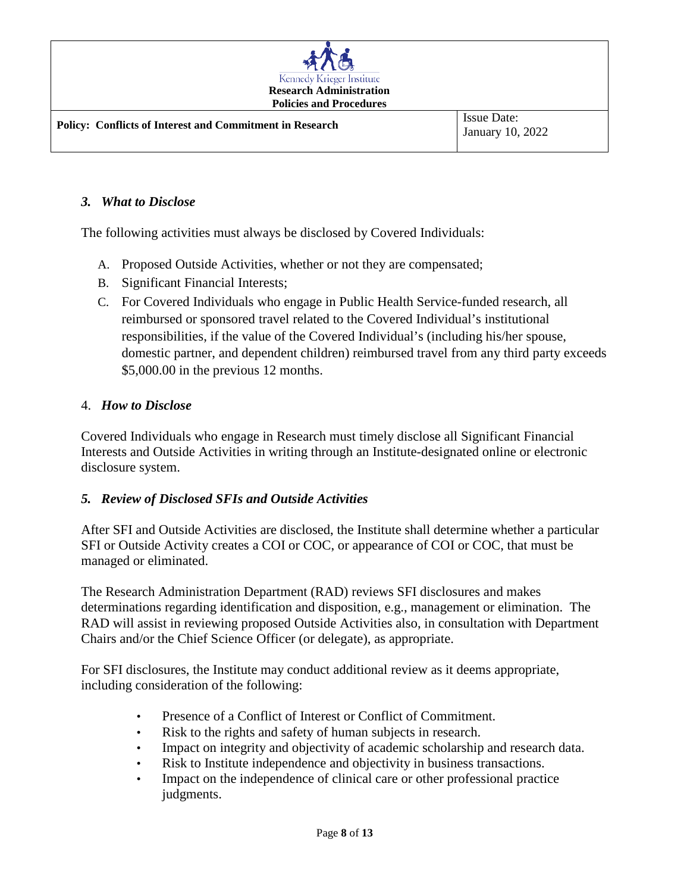### *3. What to Disclose*

The following activities must always be disclosed by Covered Individuals:

A. Proposed Outside Activities, whether or not they are compensated;
B. Significant Financial Interests;
C. For Covered Individuals who engage in Public Health Service-funded research, all reimbursed or sponsored travel related to the Covered Individual's institutional responsibilities, if the value of the Covered Individual's (including his/her spouse, domestic partner, and dependent children) reimbursed travel from any third party exceeds $5,000.00 in the previous 12 months.

### 4. *How to Disclose*

Covered Individuals who engage in Research must timely disclose all Significant Financial Interests and Outside Activities in writing through an Institute-designated online or electronic disclosure system.

### *5. Review of Disclosed SFIs and Outside Activities*

After SFI and Outside Activities are disclosed, the Institute shall determine whether a particular SFI or Outside Activity creates a COI or COC, or appearance of COI or COC, that must be managed or eliminated.

The Research Administration Department (RAD) reviews SFI disclosures and makes determinations regarding identification and disposition, e.g., management or elimination. The RAD will assist in reviewing proposed Outside Activities also, in consultation with Department Chairs and/or the Chief Science Officer (or delegate), as appropriate.

For SFI disclosures, the Institute may conduct additional review as it deems appropriate, including consideration of the following:

- Presence of a Conflict of Interest or Conflict of Commitment.
- Risk to the rights and safety of human subjects in research.
- Impact on integrity and objectivity of academic scholarship and research data.
- Risk to Institute independence and objectivity in business transactions.
- Impact on the independence of clinical care or other professional practice judgments.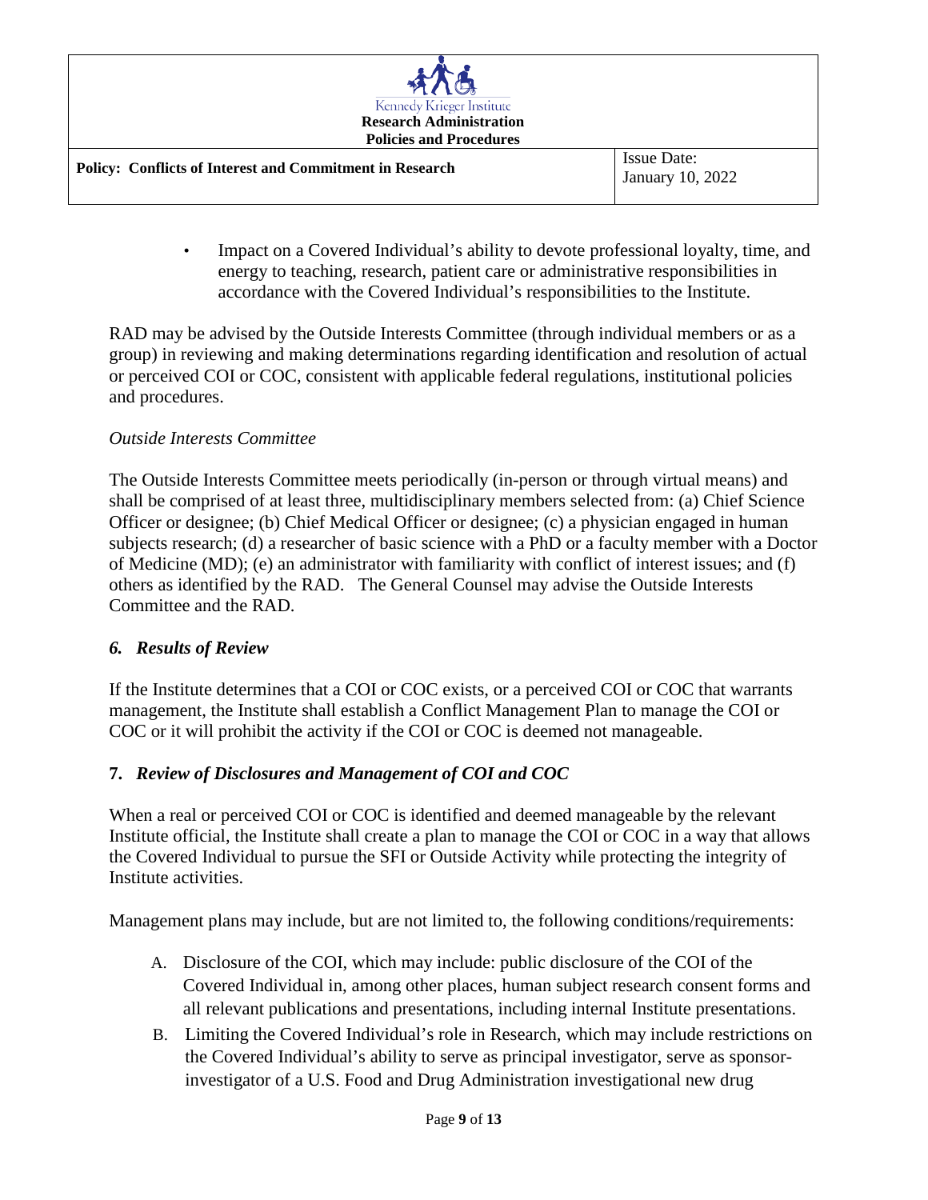- Impact on a Covered Individual's ability to devote professional loyalty, time, and energy to teaching, research, patient care or administrative responsibilities in accordance with the Covered Individual's responsibilities to the Institute.

RAD may be advised by the Outside Interests Committee (through individual members or as a group) in reviewing and making determinations regarding identification and resolution of actual or perceived COI or COC, consistent with applicable federal regulations, institutional policies and procedures.

*Outside Interests Committee*

The Outside Interests Committee meets periodically (in-person or through virtual means) and shall be comprised of at least three, multidisciplinary members selected from: (a) Chief Science Officer or designee; (b) Chief Medical Officer or designee; (c) a physician engaged in human subjects research; (d) a researcher of basic science with a PhD or a faculty member with a Doctor of Medicine (MD); (e) an administrator with familiarity with conflict of interest issues; and (f) others as identified by the RAD. The General Counsel may advise the Outside Interests Committee and the RAD.

### *6. Results of Review*

If the Institute determines that a COI or COC exists, or a perceived COI or COC that warrants management, the Institute shall establish a Conflict Management Plan to manage the COI or COC or it will prohibit the activity if the COI or COC is deemed not manageable.

### **7.** *Review of Disclosures and Management of COI and COC*

When a real or perceived COI or COC is identified and deemed manageable by the relevant Institute official, the Institute shall create a plan to manage the COI or COC in a way that allows the Covered Individual to pursue the SFI or Outside Activity while protecting the integrity of Institute activities.

Management plans may include, but are not limited to, the following conditions/requirements:

A. Disclosure of the COI, which may include: public disclosure of the COI of the Covered Individual in, among other places, human subject research consent forms and all relevant publications and presentations, including internal Institute presentations.

B. Limiting the Covered Individual's role in Research, which may include restrictions on the Covered Individual's ability to serve as principal investigator, serve as sponsor-investigator of a U.S. Food and Drug Administration investigational new drug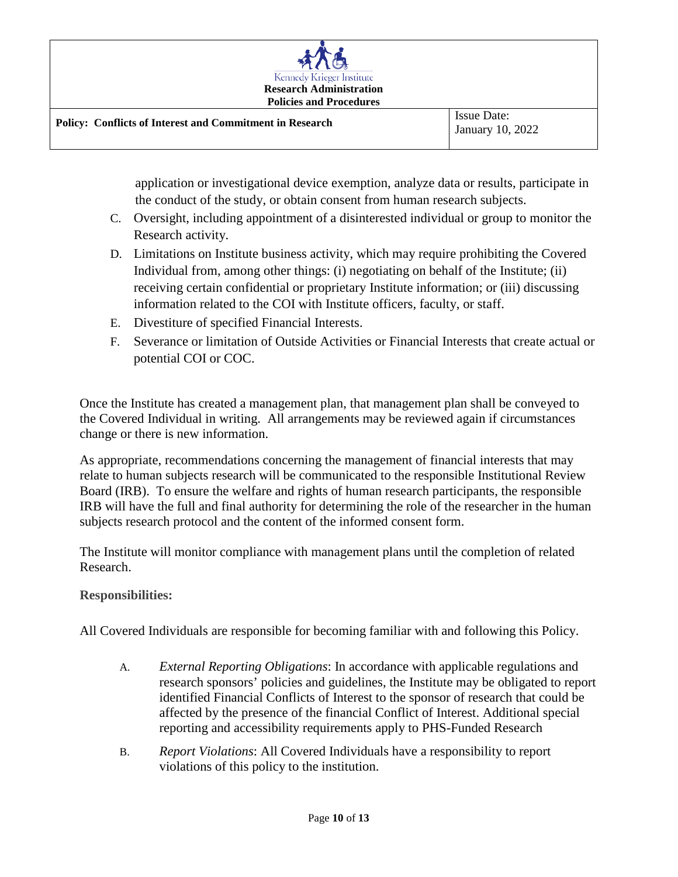application or investigational device exemption, analyze data or results, participate in the conduct of the study, or obtain consent from human research subjects.

C. Oversight, including appointment of a disinterested individual or group to monitor the Research activity.

D. Limitations on Institute business activity, which may require prohibiting the Covered Individual from, among other things: (i) negotiating on behalf of the Institute; (ii) receiving certain confidential or proprietary Institute information; or (iii) discussing information related to the COI with Institute officers, faculty, or staff.

E. Divestiture of specified Financial Interests.

F. Severance or limitation of Outside Activities or Financial Interests that create actual or potential COI or COC.

Once the Institute has created a management plan, that management plan shall be conveyed to the Covered Individual in writing. All arrangements may be reviewed again if circumstances change or there is new information.

As appropriate, recommendations concerning the management of financial interests that may relate to human subjects research will be communicated to the responsible Institutional Review Board (IRB). To ensure the welfare and rights of human research participants, the responsible IRB will have the full and final authority for determining the role of the researcher in the human subjects research protocol and the content of the informed consent form.

The Institute will monitor compliance with management plans until the completion of related Research.

**Responsibilities:**

All Covered Individuals are responsible for becoming familiar with and following this Policy.

A. *External Reporting Obligations*: In accordance with applicable regulations and research sponsors' policies and guidelines, the Institute may be obligated to report identified Financial Conflicts of Interest to the sponsor of research that could be affected by the presence of the financial Conflict of Interest. Additional special reporting and accessibility requirements apply to PHS-Funded Research

B. *Report Violations*: All Covered Individuals have a responsibility to report violations of this policy to the institution.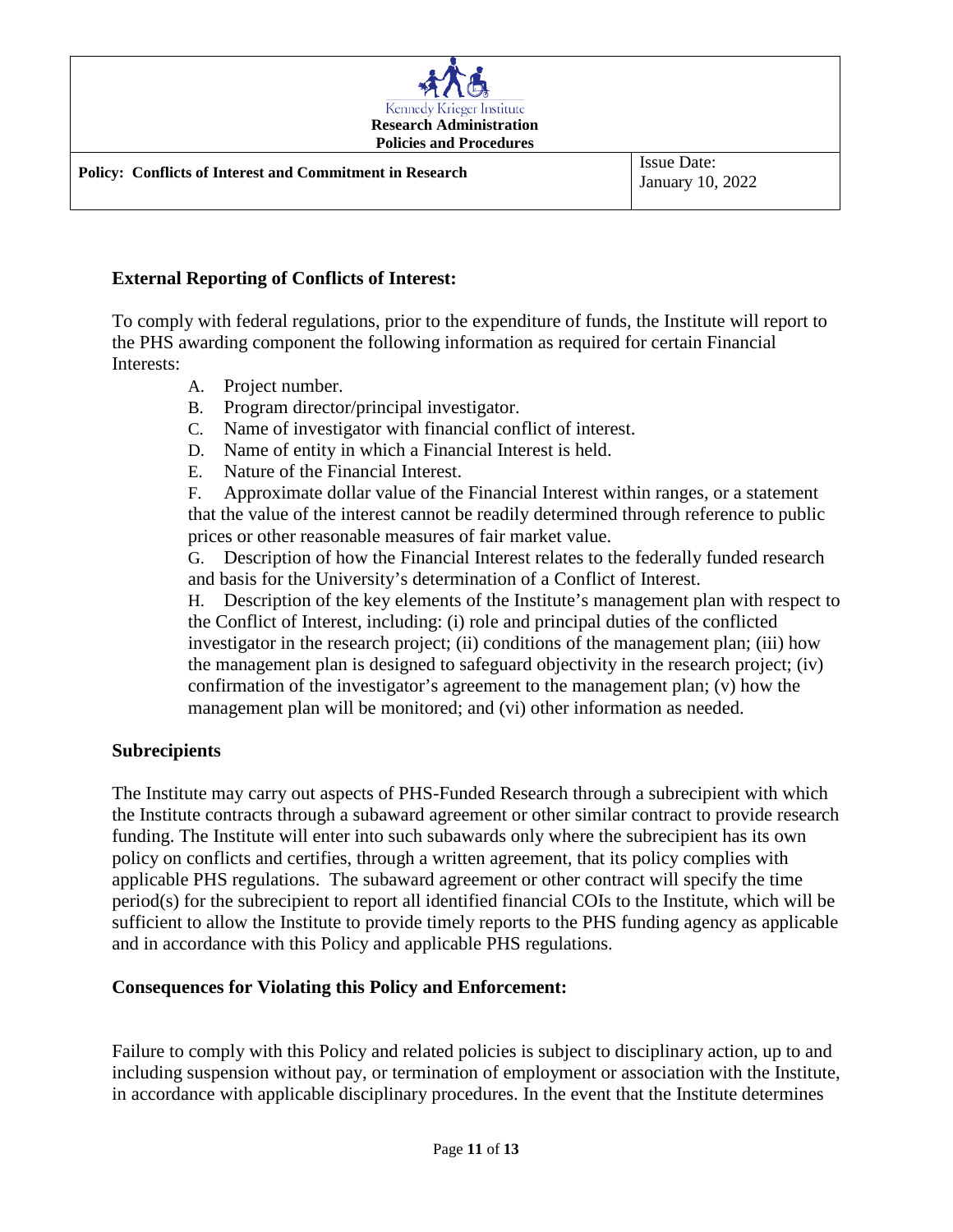### External Reporting of Conflicts of Interest:

To comply with federal regulations, prior to the expenditure of funds, the Institute will report to the PHS awarding component the following information as required for certain Financial Interests:

A. Project number.
B. Program director/principal investigator.
C. Name of investigator with financial conflict of interest.
D. Name of entity in which a Financial Interest is held.
E. Nature of the Financial Interest.
F. Approximate dollar value of the Financial Interest within ranges, or a statement that the value of the interest cannot be readily determined through reference to public prices or other reasonable measures of fair market value.
G. Description of how the Financial Interest relates to the federally funded research and basis for the University's determination of a Conflict of Interest.
H. Description of the key elements of the Institute's management plan with respect to the Conflict of Interest, including: (i) role and principal duties of the conflicted investigator in the research project; (ii) conditions of the management plan; (iii) how the management plan is designed to safeguard objectivity in the research project; (iv) confirmation of the investigator's agreement to the management plan; (v) how the management plan will be monitored; and (vi) other information as needed.

### Subrecipients

The Institute may carry out aspects of PHS-Funded Research through a subrecipient with which the Institute contracts through a subaward agreement or other similar contract to provide research funding. The Institute will enter into such subawards only where the subrecipient has its own policy on conflicts and certifies, through a written agreement, that its policy complies with applicable PHS regulations. The subaward agreement or other contract will specify the time period(s) for the subrecipient to report all identified financial COIs to the Institute, which will be sufficient to allow the Institute to provide timely reports to the PHS funding agency as applicable and in accordance with this Policy and applicable PHS regulations.

### Consequences for Violating this Policy and Enforcement:

Failure to comply with this Policy and related policies is subject to disciplinary action, up to and including suspension without pay, or termination of employment or association with the Institute, in accordance with applicable disciplinary procedures. In the event that the Institute determines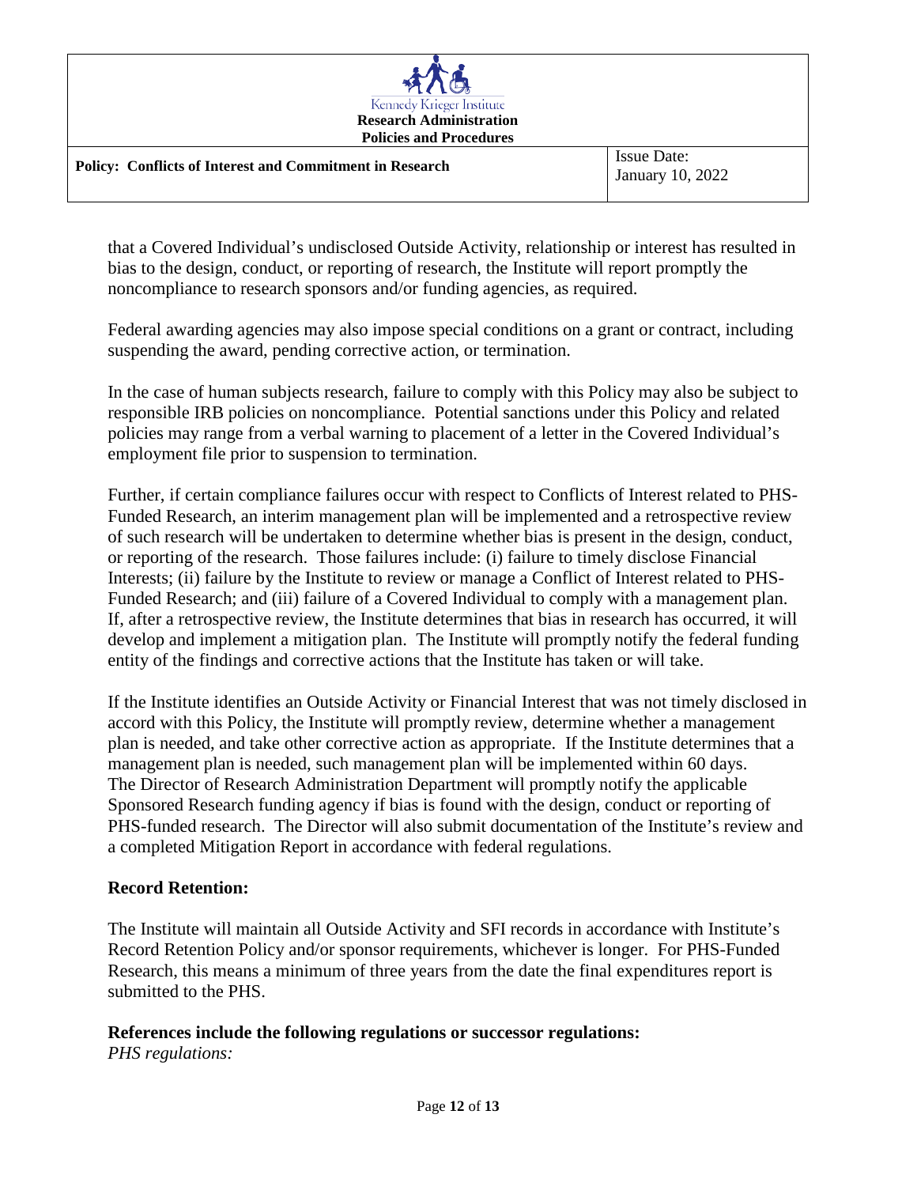that a Covered Individual's undisclosed Outside Activity, relationship or interest has resulted in bias to the design, conduct, or reporting of research, the Institute will report promptly the noncompliance to research sponsors and/or funding agencies, as required.

Federal awarding agencies may also impose special conditions on a grant or contract, including suspending the award, pending corrective action, or termination.

In the case of human subjects research, failure to comply with this Policy may also be subject to responsible IRB policies on noncompliance. Potential sanctions under this Policy and related policies may range from a verbal warning to placement of a letter in the Covered Individual's employment file prior to suspension to termination.

Further, if certain compliance failures occur with respect to Conflicts of Interest related to PHS-Funded Research, an interim management plan will be implemented and a retrospective review of such research will be undertaken to determine whether bias is present in the design, conduct, or reporting of the research. Those failures include: (i) failure to timely disclose Financial Interests; (ii) failure by the Institute to review or manage a Conflict of Interest related to PHS-Funded Research; and (iii) failure of a Covered Individual to comply with a management plan. If, after a retrospective review, the Institute determines that bias in research has occurred, it will develop and implement a mitigation plan. The Institute will promptly notify the federal funding entity of the findings and corrective actions that the Institute has taken or will take.

If the Institute identifies an Outside Activity or Financial Interest that was not timely disclosed in accord with this Policy, the Institute will promptly review, determine whether a management plan is needed, and take other corrective action as appropriate. If the Institute determines that a management plan is needed, such management plan will be implemented within 60 days. The Director of Research Administration Department will promptly notify the applicable Sponsored Research funding agency if bias is found with the design, conduct or reporting of PHS-funded research. The Director will also submit documentation of the Institute's review and a completed Mitigation Report in accordance with federal regulations.

**Record Retention:**

The Institute will maintain all Outside Activity and SFI records in accordance with Institute's Record Retention Policy and/or sponsor requirements, whichever is longer. For PHS-Funded Research, this means a minimum of three years from the date the final expenditures report is submitted to the PHS.

**References include the following regulations or successor regulations:**

*PHS regulations:*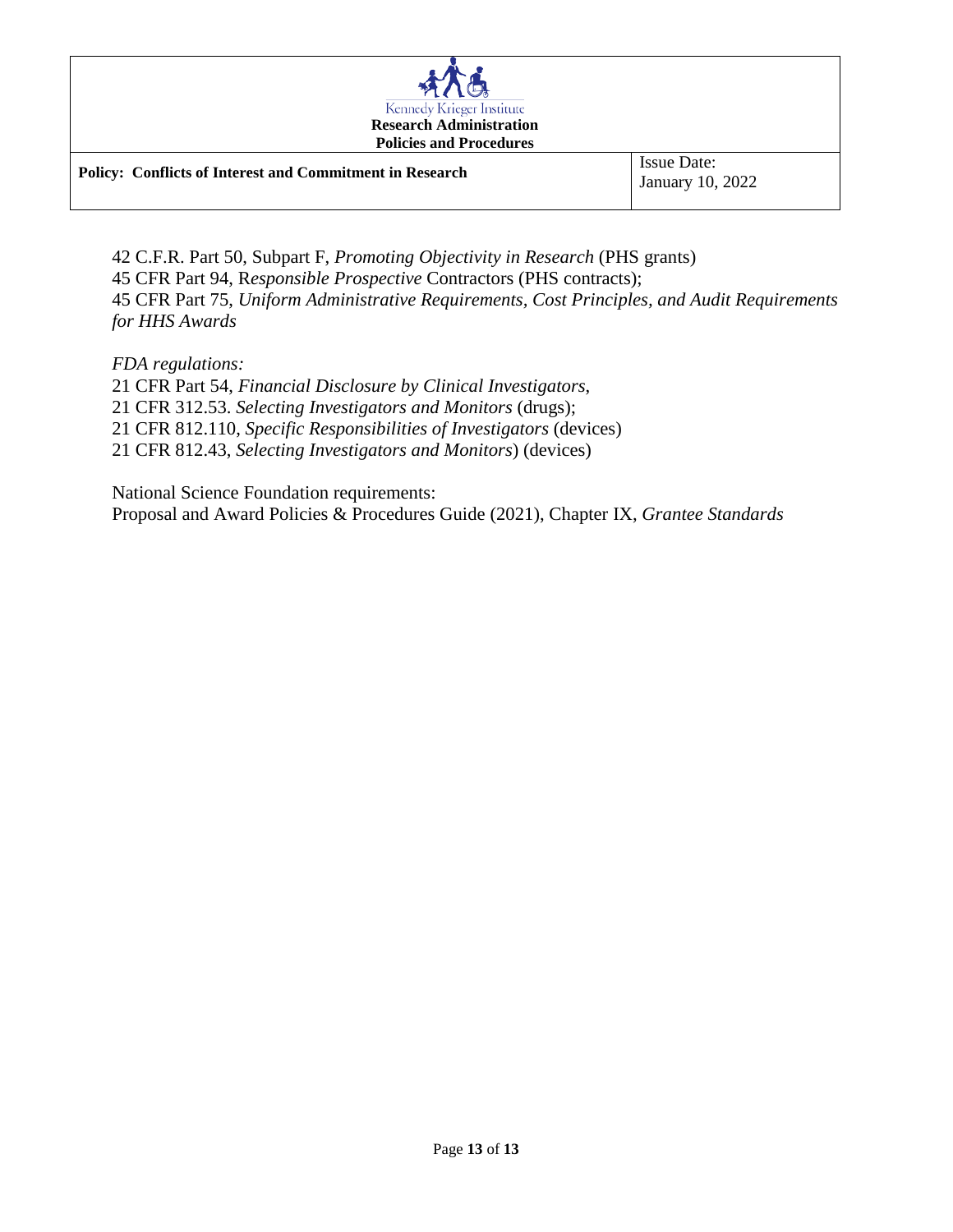42 C.F.R. Part 50, Subpart F, *Promoting Objectivity in Research* (PHS grants)
45 CFR Part 94, R*esponsible Prospective* Contractors (PHS contracts);
45 CFR Part 75, *Uniform Administrative Requirements, Cost Principles, and Audit Requirements for HHS Awards*

*FDA regulations:*
21 CFR Part 54, *Financial Disclosure by Clinical Investigators*,
21 CFR 312.53. *Selecting Investigators and Monitors* (drugs);
21 CFR 812.110, *Specific Responsibilities of Investigators* (devices)
21 CFR 812.43, *Selecting Investigators and Monitors*) (devices)

National Science Foundation requirements:
Proposal and Award Policies & Procedures Guide (2021), Chapter IX, *Grantee Standards*